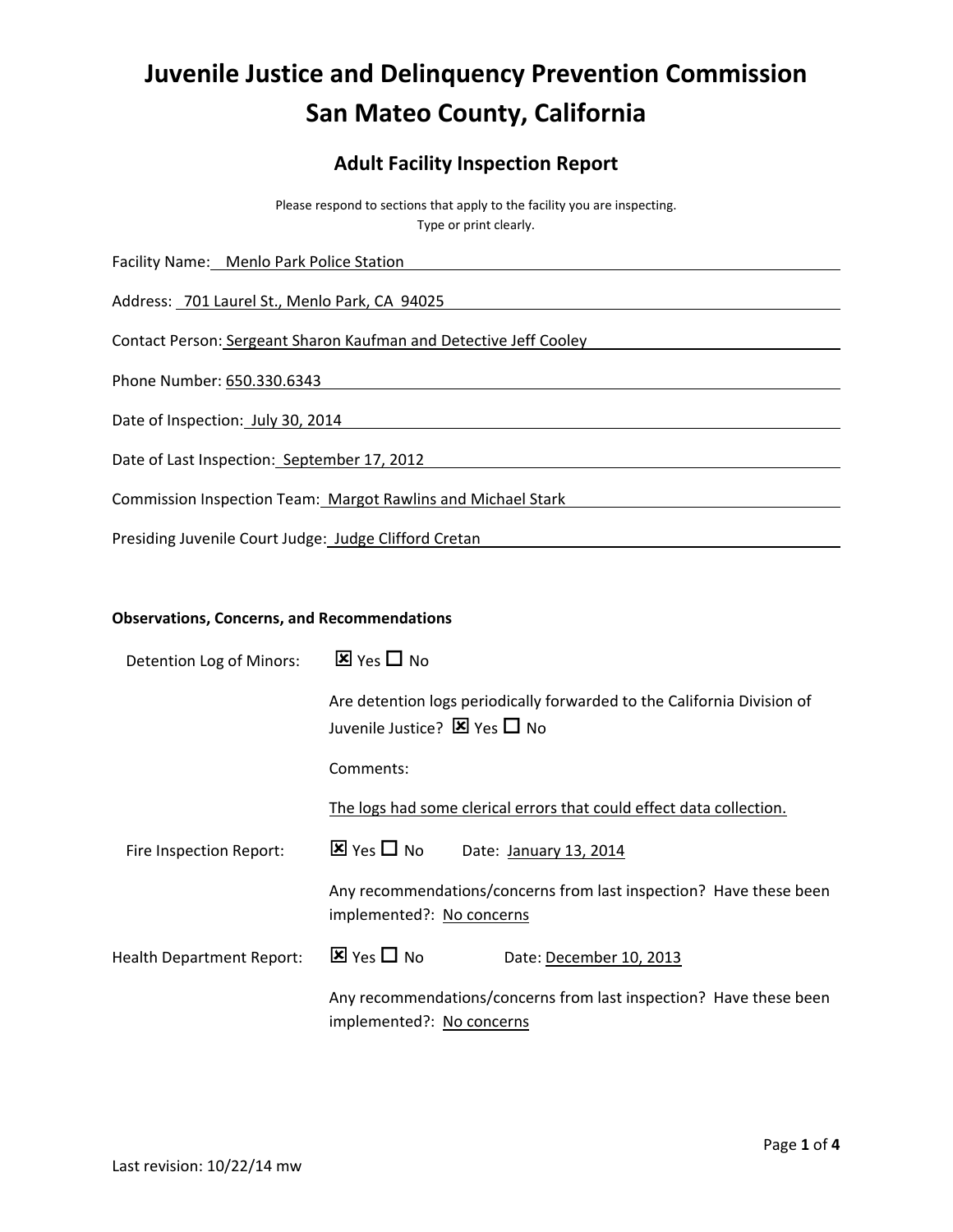# Juvenile Justice and Delinquency Prevention Commission
# San Mateo County, California

## Adult Facility Inspection Report

Please respond to sections that apply to the facility you are inspecting.
Type or print clearly.

Facility Name: Menlo Park Police Station

Address: 701 Laurel St., Menlo Park, CA 94025

Contact Person: Sergeant Sharon Kaufman and Detective Jeff Cooley

Phone Number: 650.330.6343

Date of Inspection: July 30, 2014

Date of Last Inspection: September 17, 2012

Commission Inspection Team: Margot Rawlins and Michael Stark

Presiding Juvenile Court Judge: Judge Clifford Cretan

**Observations, Concerns, and Recommendations**

Detention Log of Minors: ☒ Yes ☐ No

Are detention logs periodically forwarded to the California Division of Juvenile Justice? ☒ Yes ☐ No

Comments:

The logs had some clerical errors that could effect data collection.

Fire Inspection Report: ☒ Yes ☐ No Date: January 13, 2014

Any recommendations/concerns from last inspection? Have these been implemented?: No concerns

Health Department Report: ☒ Yes ☐ No Date: December 10, 2013

Any recommendations/concerns from last inspection? Have these been implemented?: No concerns

Last revision: 10/22/14 mw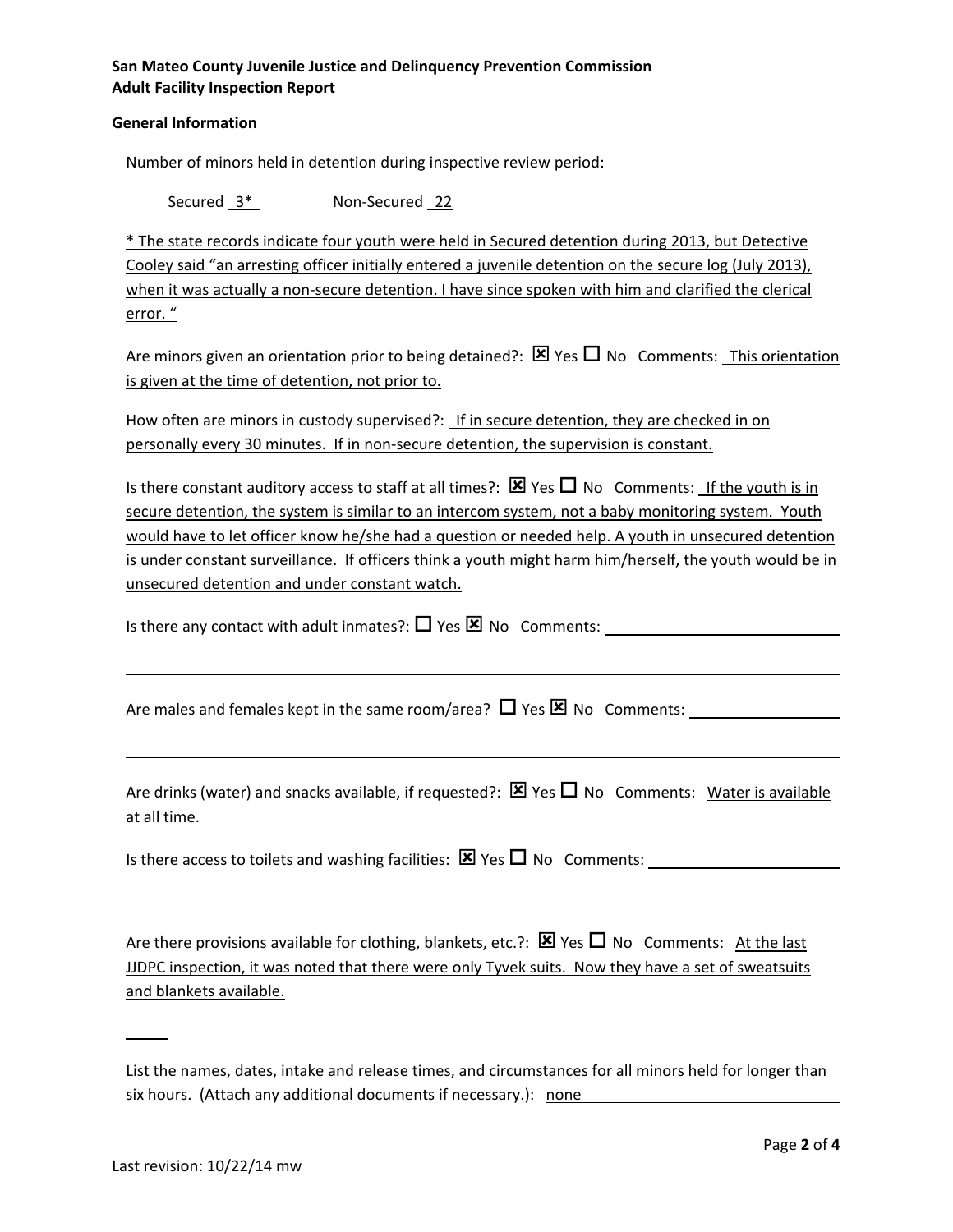**San Mateo County Juvenile Justice and Delinquency Prevention Commission**
**Adult Facility Inspection Report**

**General Information**

Number of minors held in detention during inspective review period:

Secured 3* Non-Secured 22

* The state records indicate four youth were held in Secured detention during 2013, but Detective Cooley said "an arresting officer initially entered a juvenile detention on the secure log (July 2013), when it was actually a non-secure detention. I have since spoken with him and clarified the clerical error. "

Are minors given an orientation prior to being detained?: ☒ Yes ☐ No Comments: This orientation is given at the time of detention, not prior to.

How often are minors in custody supervised?: If in secure detention, they are checked in on personally every 30 minutes. If in non-secure detention, the supervision is constant.

Is there constant auditory access to staff at all times?: ☒ Yes ☐ No Comments: If the youth is in secure detention, the system is similar to an intercom system, not a baby monitoring system. Youth would have to let officer know he/she had a question or needed help. A youth in unsecured detention is under constant surveillance. If officers think a youth might harm him/herself, the youth would be in unsecured detention and under constant watch.

Is there any contact with adult inmates?: ☐ Yes ☒ No Comments:

Are males and females kept in the same room/area? ☐ Yes ☒ No Comments:

Are drinks (water) and snacks available, if requested?: ☒ Yes ☐ No Comments: Water is available at all time.

Is there access to toilets and washing facilities: ☒ Yes ☐ No Comments:

Are there provisions available for clothing, blankets, etc.?: ☒ Yes ☐ No Comments: At the last JJDPC inspection, it was noted that there were only Tyvek suits. Now they have a set of sweatsuits and blankets available.

List the names, dates, intake and release times, and circumstances for all minors held for longer than six hours. (Attach any additional documents if necessary.): none

Last revision: 10/22/14 mw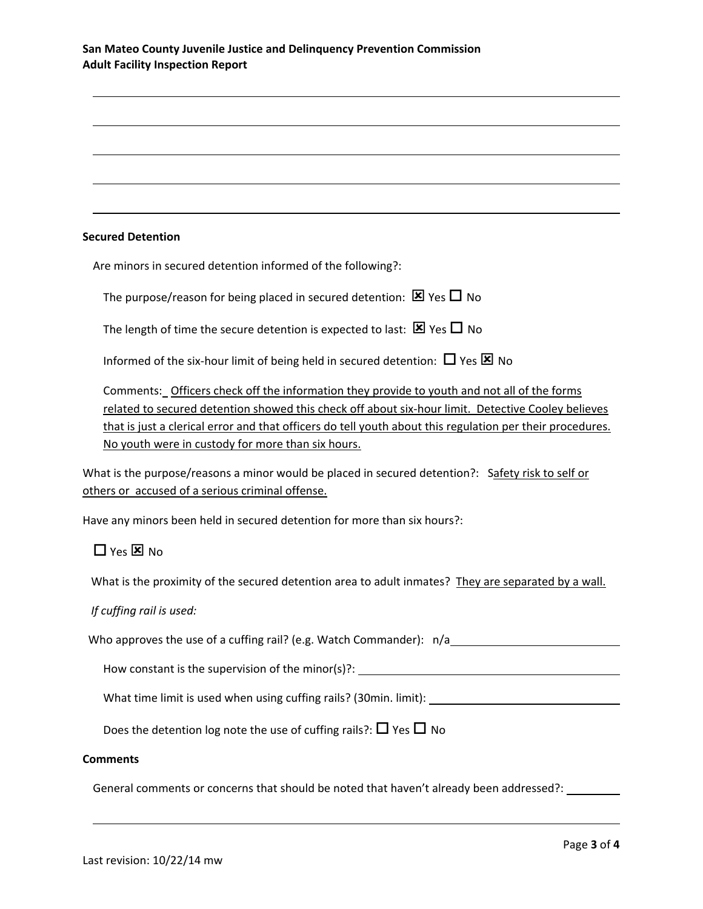### Secured Detention

Are minors in secured detention informed of the following?:

The purpose/reason for being placed in secured detention: ☒ Yes ☐ No

The length of time the secure detention is expected to last: ☒ Yes ☐ No

Informed of the six-hour limit of being held in secured detention: ☐ Yes ☒ No

Comments: Officers check off the information they provide to youth and not all of the forms related to secured detention showed this check off about six-hour limit. Detective Cooley believes that is just a clerical error and that officers do tell youth about this regulation per their procedures. No youth were in custody for more than six hours.

What is the purpose/reasons a minor would be placed in secured detention?: Safety risk to self or others or accused of a serious criminal offense.

Have any minors been held in secured detention for more than six hours?:

☐ Yes ☒ No

What is the proximity of the secured detention area to adult inmates? They are separated by a wall.

*If cuffing rail is used:*

Who approves the use of a cuffing rail? (e.g. Watch Commander): n/a

How constant is the supervision of the minor(s)?:

What time limit is used when using cuffing rails? (30min. limit):

Does the detention log note the use of cuffing rails?: ☐ Yes ☐ No

### Comments

General comments or concerns that should be noted that haven't already been addressed?:

Last revision: 10/22/14 mw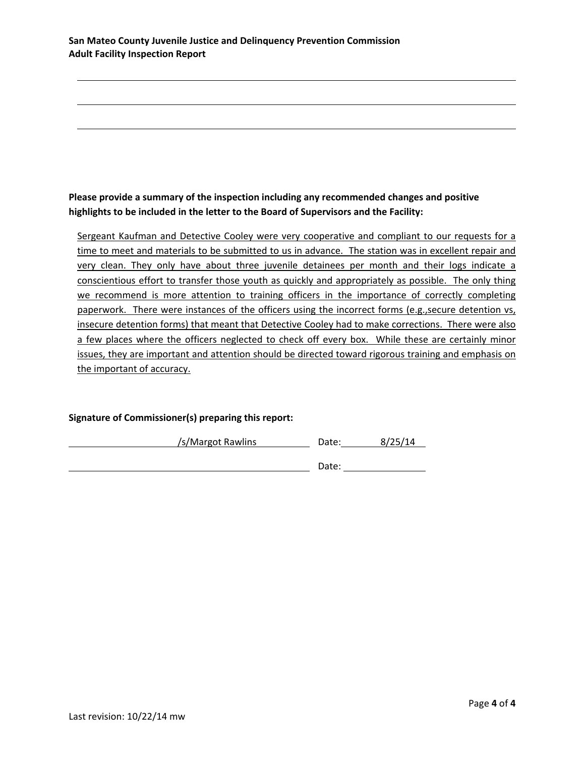**Please provide a summary of the inspection including any recommended changes and positive highlights to be included in the letter to the Board of Supervisors and the Facility:**

Sergeant Kaufman and Detective Cooley were very cooperative and compliant to our requests for a time to meet and materials to be submitted to us in advance. The station was in excellent repair and very clean. They only have about three juvenile detainees per month and their logs indicate a conscientious effort to transfer those youth as quickly and appropriately as possible. The only thing we recommend is more attention to training officers in the importance of correctly completing paperwork. There were instances of the officers using the incorrect forms (e.g.,secure detention vs, insecure detention forms) that meant that Detective Cooley had to make corrections. There were also a few places where the officers neglected to check off every box. While these are certainly minor issues, they are important and attention should be directed toward rigorous training and emphasis on the important of accuracy.

**Signature of Commissioner(s) preparing this report:**

/s/Margot Rawlins Date: 8/25/14

Date:

Last revision: 10/22/14 mw